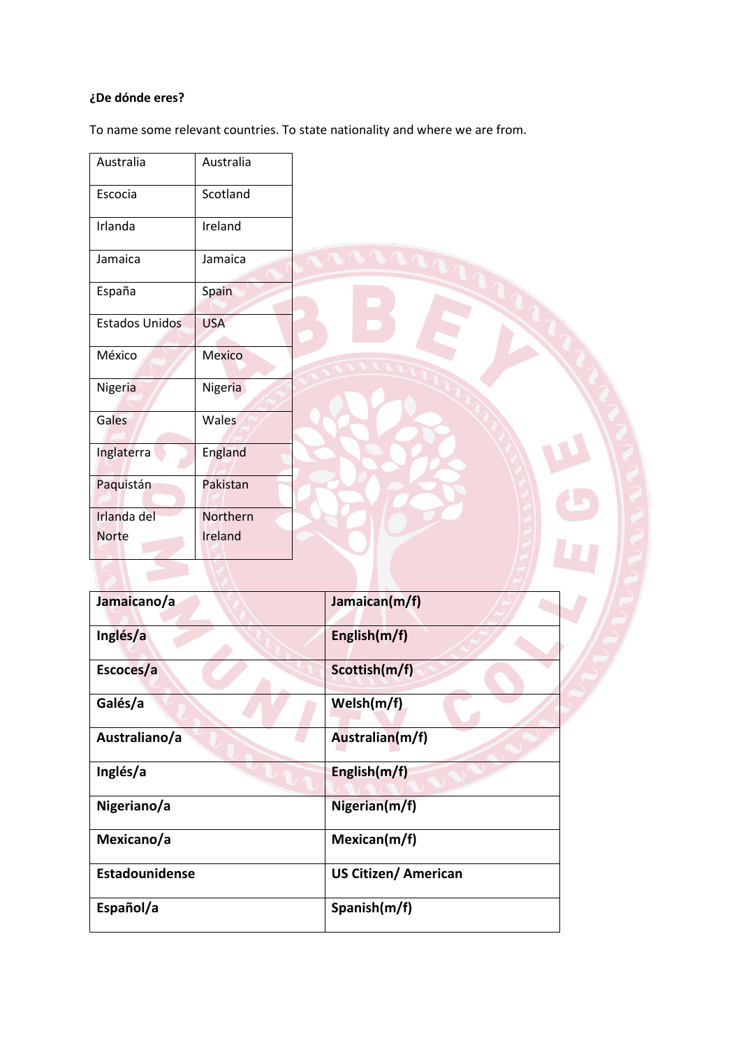**¿De dónde eres?**

To name some relevant countries. To state nationality and where we are from.

| Australia | Australia |
|---|---|
| Escocia | Scotland |
| Irlanda | Ireland |
| Jamaica | Jamaica |
| España | Spain |
| Estados Unidos | USA |
| México | Mexico |
| Nigeria | Nigeria |
| Gales | Wales |
| Inglaterra | England |
| Paquistán | Pakistan |
| Irlanda del Norte | Northern Ireland |

| **Jamaicano/a** | **Jamaican(m/f)** |
|---|---|
| **Inglés/a** | **English(m/f)** |
| **Escoces/a** | **Scottish(m/f)** |
| **Galés/a** | **Welsh(m/f)** |
| **Australiano/a** | **Australian(m/f)** |
| **Inglés/a** | **English(m/f)** |
| **Nigeriano/a** | **Nigerian(m/f)** |
| **Mexicano/a** | **Mexican(m/f)** |
| **Estadounidense** | **US Citizen/ American** |
| **Español/a** | **Spanish(m/f)** |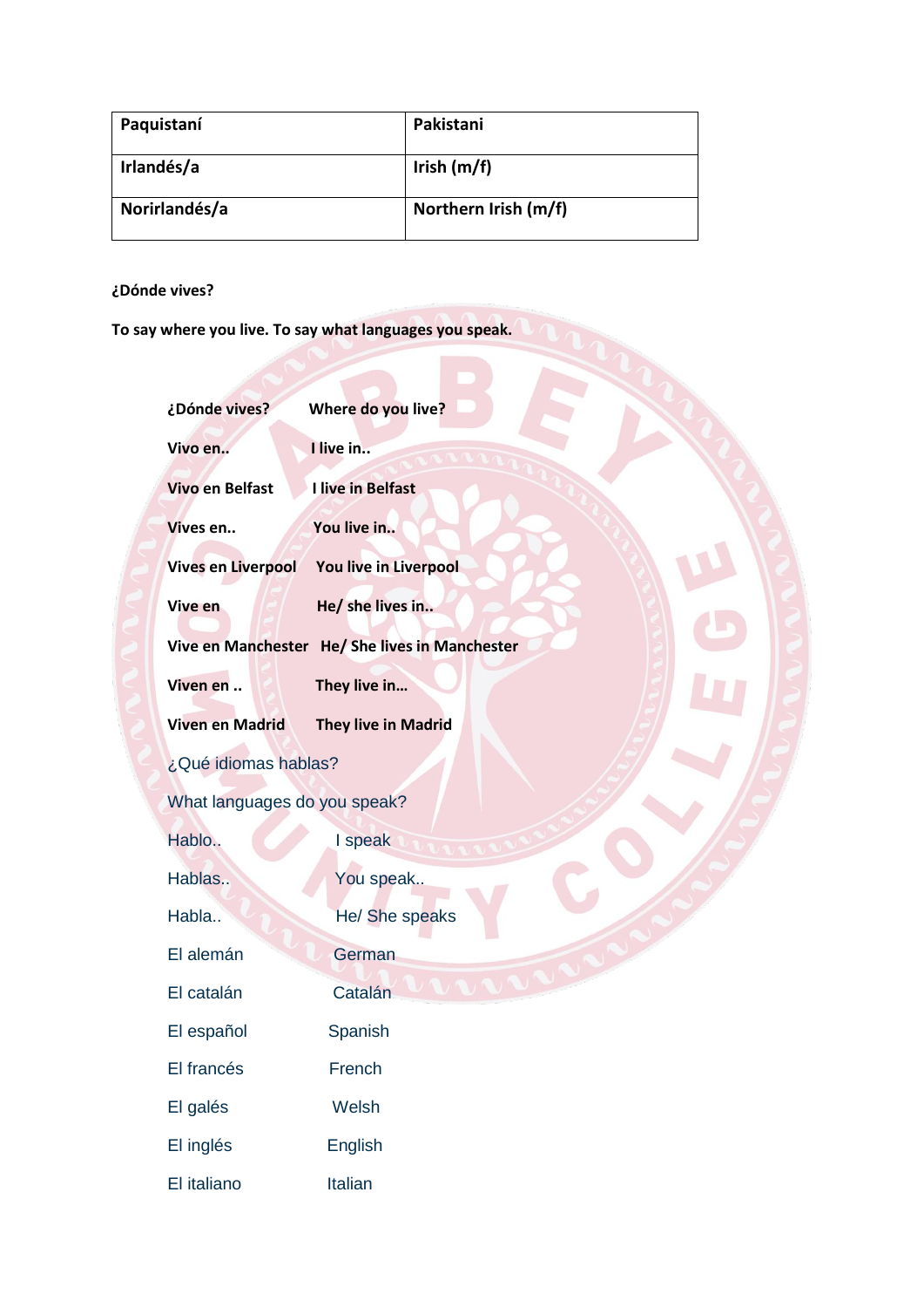| Paquistaní | Pakistani |
| --- | --- |
| Irlandés/a | Irish (m/f) |
| Norirlandés/a | Northern Irish (m/f) |

**¿Dónde vives?**

**To say where you live. To say what languages you speak.**

| | |
| --- | --- |
| **¿Dónde vives?** | **Where do you live?** |
| **Vivo en..** | **I live in..** |
| **Vivo en Belfast** | **I live in Belfast** |
| **Vives en..** | **You live in..** |
| **Vives en Liverpool** | **You live in Liverpool** |
| **Vive en** | **He/ she lives in..** |
| **Vive en Manchester** | **He/ She lives in Manchester** |
| **Viven en ..** | **They live in…** |
| **Viven en Madrid** | **They live in Madrid** |

¿Qué idiomas hablas?

What languages do you speak?

| | |
| --- | --- |
| Hablo.. | I speak |
| Hablas.. | You speak.. |
| Habla.. | He/ She speaks |
| El alemán | German |
| El catalán | Catalán |
| El español | Spanish |
| El francés | French |
| El galés | Welsh |
| El inglés | English |
| El italiano | Italian |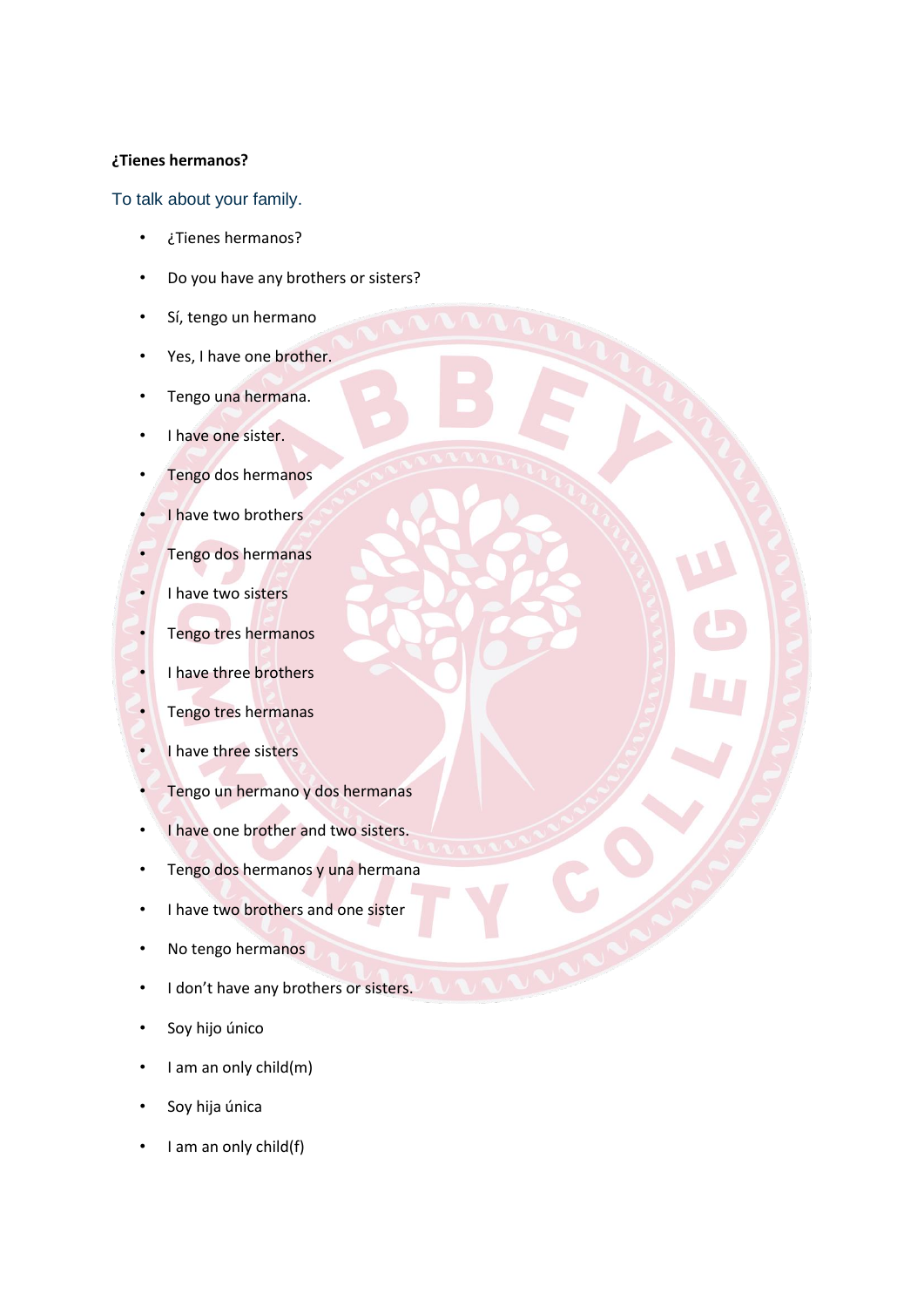**¿Tienes hermanos?**

To talk about your family.

- ¿Tienes hermanos?
- Do you have any brothers or sisters?
- Sí, tengo un hermano
- Yes, I have one brother.
- Tengo una hermana.
- I have one sister.
- Tengo dos hermanos
- I have two brothers
- Tengo dos hermanas
- I have two sisters
- Tengo tres hermanos
- I have three brothers
- Tengo tres hermanas
- I have three sisters
- Tengo un hermano y dos hermanas
- I have one brother and two sisters.
- Tengo dos hermanos y una hermana
- I have two brothers and one sister
- No tengo hermanos
- I don't have any brothers or sisters.
- Soy hijo único
- I am an only child(m)
- Soy hija única
- I am an only child(f)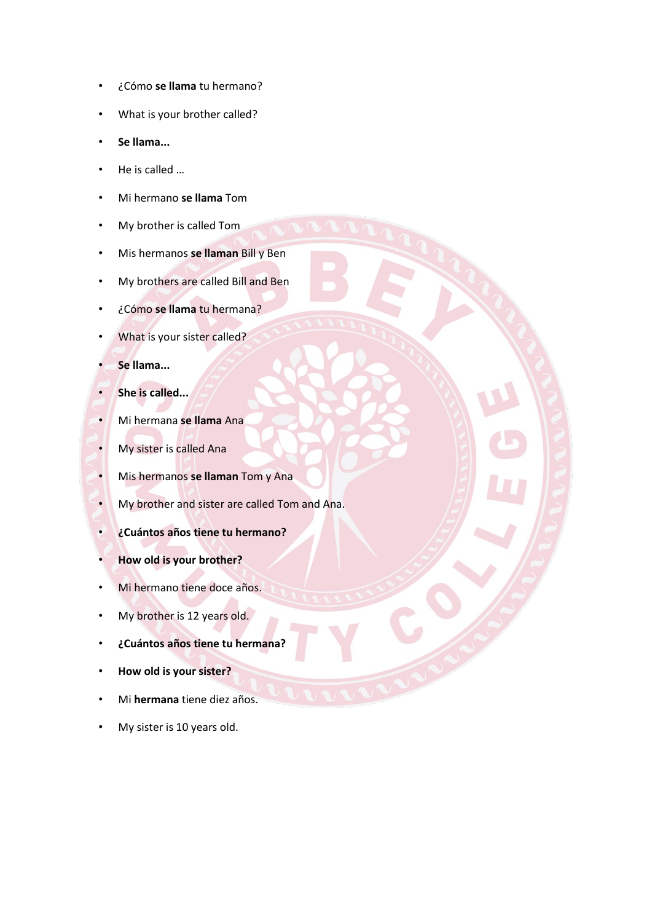- ¿Cómo **se llama** tu hermano?
- What is your brother called?
- **Se llama...**
- He is called …
- Mi hermano **se llama** Tom
- My brother is called Tom
- Mis hermanos **se llaman** Bill y Ben
- My brothers are called Bill and Ben
- ¿Cómo **se llama** tu hermana?
- What is your sister called?
- **Se llama...**
- **She is called...**
- Mi hermana **se llama** Ana
- My sister is called Ana
- Mis hermanos **se llaman** Tom y Ana
- My brother and sister are called Tom and Ana.
- **¿Cuántos años tiene tu hermano?**
- **How old is your brother?**
- Mi hermano tiene doce años.
- My brother is 12 years old.
- **¿Cuántos años tiene tu hermana?**
- **How old is your sister?**
- Mi **hermana** tiene diez años.
- My sister is 10 years old.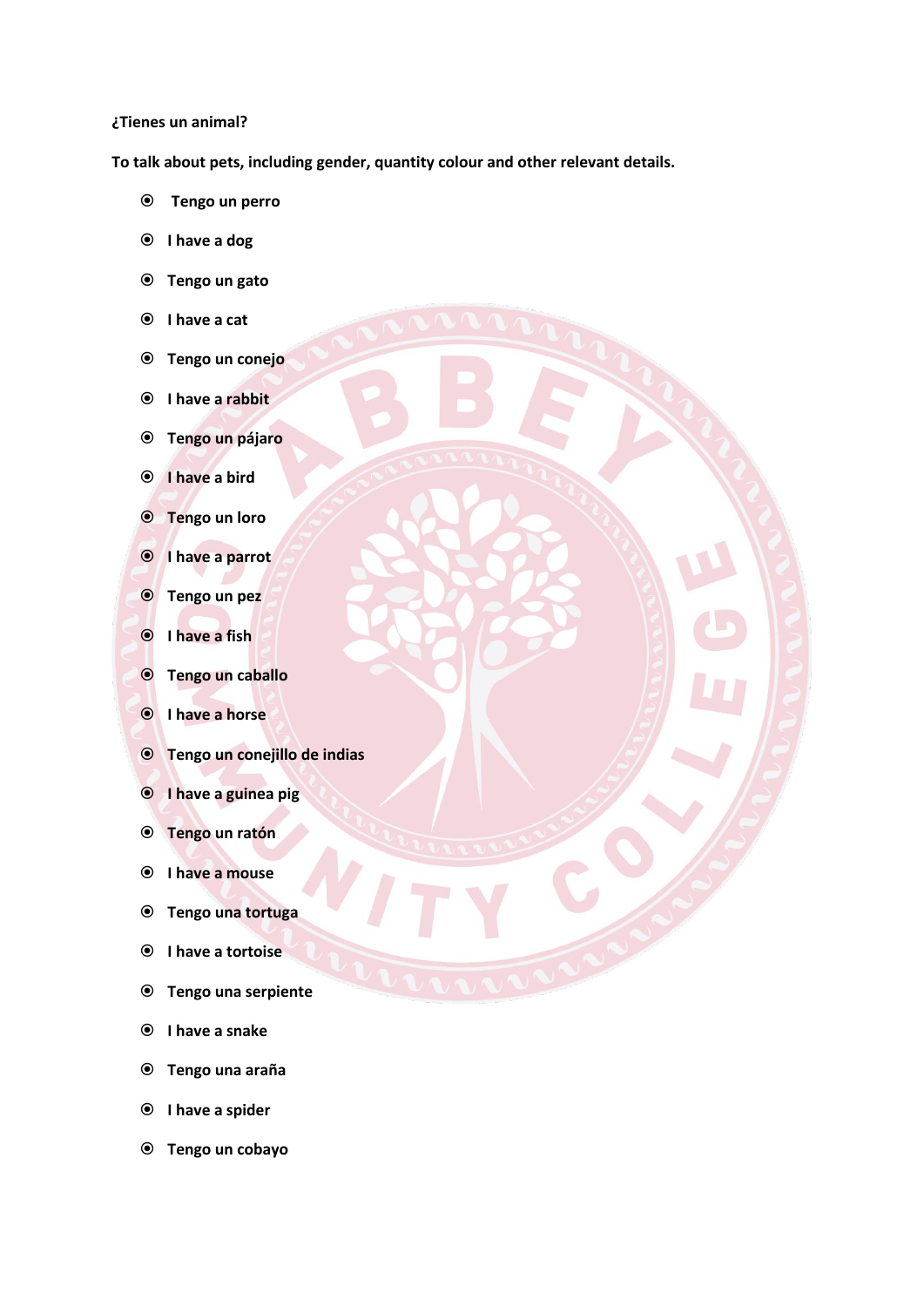**¿Tienes un animal?**

**To talk about pets, including gender, quantity colour and other relevant details.**

- **Tengo un perro**
- **I have a dog**
- **Tengo un gato**
- **I have a cat**
- **Tengo un conejo**
- **I have a rabbit**
- **Tengo un pájaro**
- **I have a bird**
- **Tengo un loro**
- **I have a parrot**
- **Tengo un pez**
- **I have a fish**
- **Tengo un caballo**
- **I have a horse**
- **Tengo un conejillo de indias**
- **I have a guinea pig**
- **Tengo un ratón**
- **I have a mouse**
- **Tengo una tortuga**
- **I have a tortoise**
- **Tengo una serpiente**
- **I have a snake**
- **Tengo una araña**
- **I have a spider**
- **Tengo un cobayo**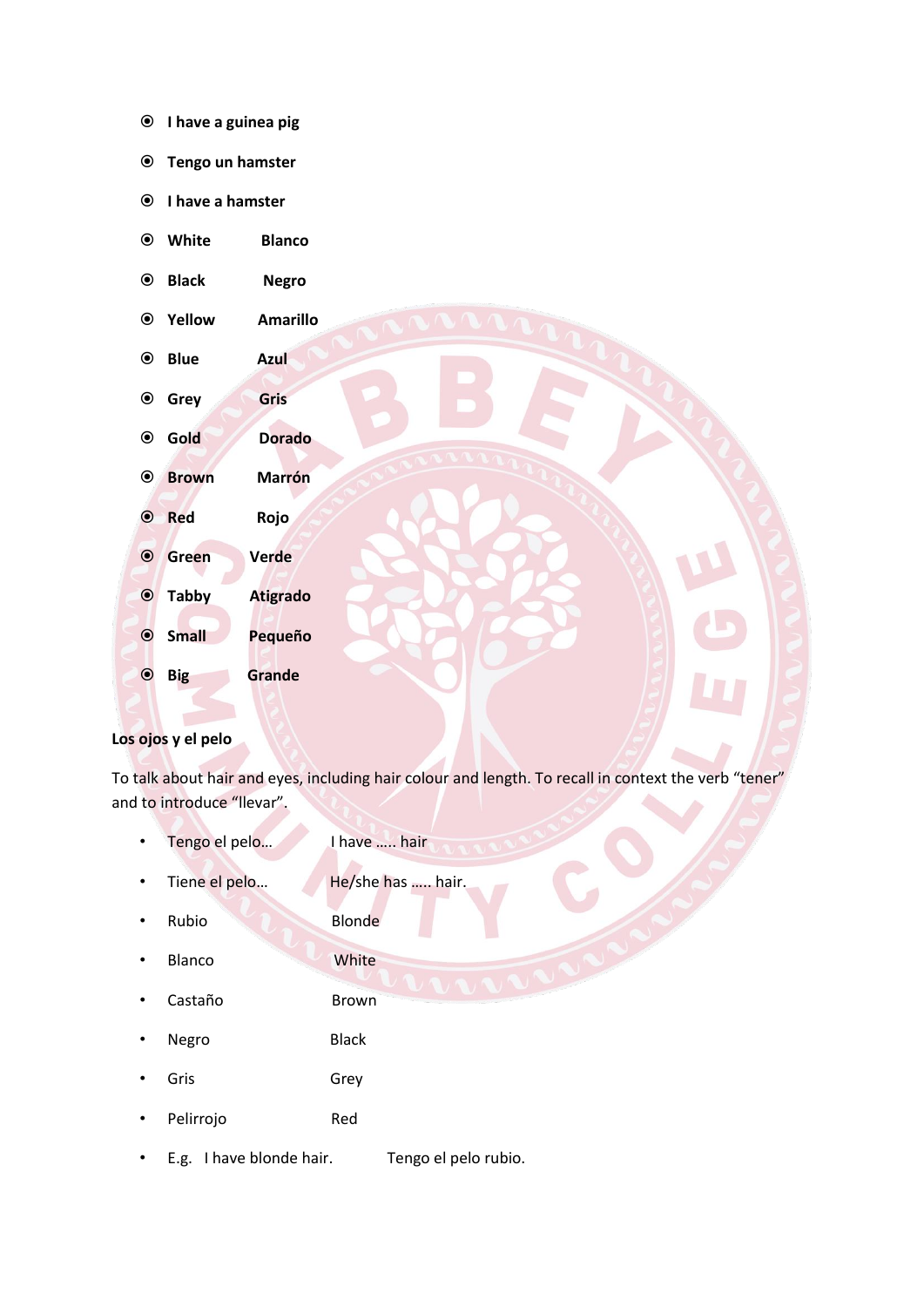- **I have a guinea pig**
- **Tengo un hamster**
- **I have a hamster**
- **White Blanco**
- **Black Negro**
- **Yellow Amarillo**
- **Blue Azul**
- **Grey Gris**
- **Gold Dorado**
- **Brown Marrón**
- **Red Rojo**
- **Green Verde**
- **Tabby Atigrado**
- **Small Pequeño**
- **Big Grande**

**Los ojos y el pelo**

To talk about hair and eyes, including hair colour and length. To recall in context the verb "tener" and to introduce "llevar".

- Tengo el pelo… I have ….. hair
- Tiene el pelo… He/she has ….. hair.
- Rubio Blonde
- Blanco White
- Castaño Brown
- Negro Black
- Gris Grey
- Pelirrojo Red
- E.g. I have blonde hair. Tengo el pelo rubio.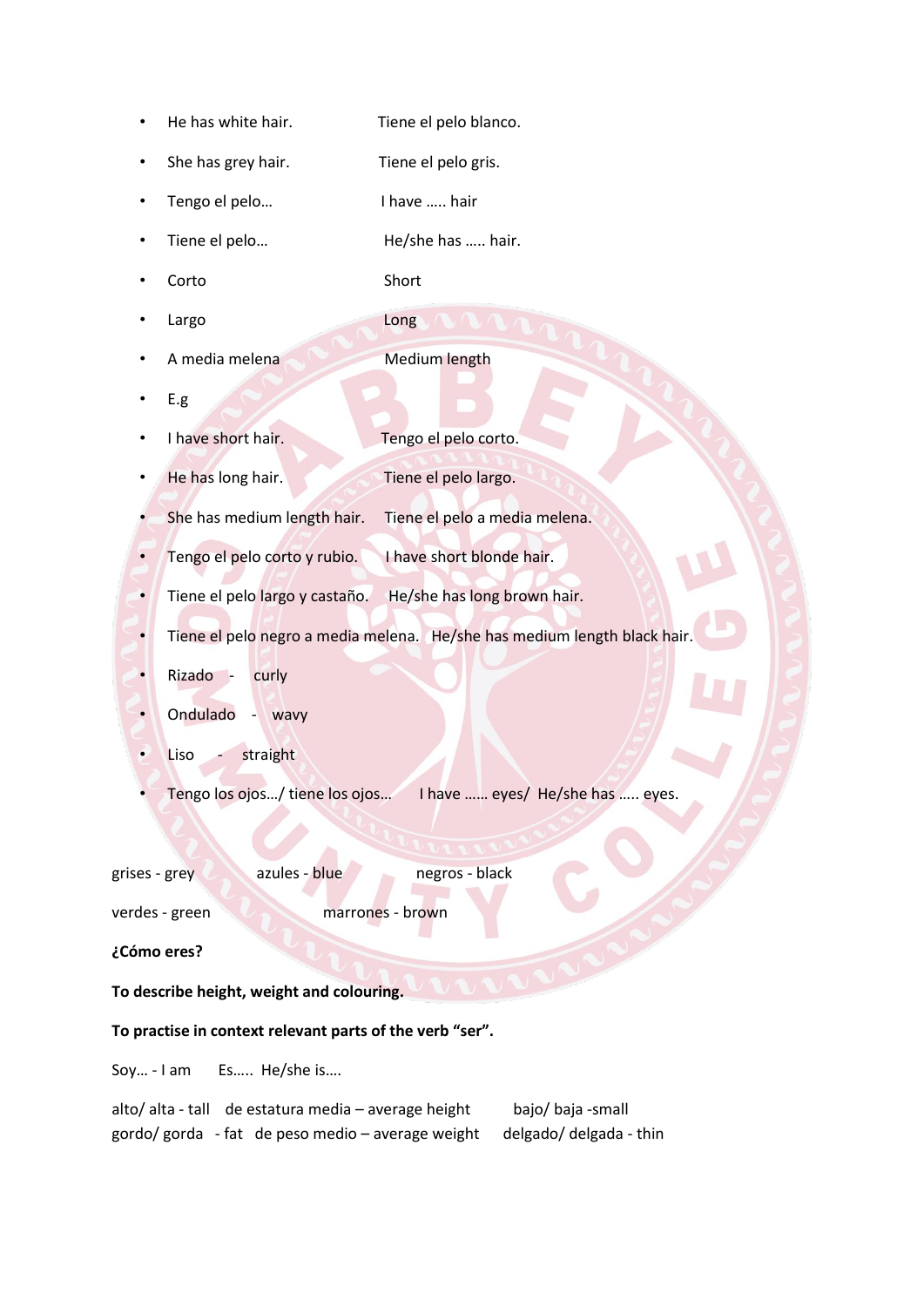- He has white hair. Tiene el pelo blanco.
- She has grey hair. Tiene el pelo gris.
- Tengo el pelo… I have ….. hair
- Tiene el pelo… He/she has ….. hair.
- Corto Short
- Largo Long
- A media melena Medium length
- E.g
- I have short hair. Tengo el pelo corto.
- He has long hair. Tiene el pelo largo.
- She has medium length hair. Tiene el pelo a media melena.
- Tengo el pelo corto y rubio. I have short blonde hair.
- Tiene el pelo largo y castaño. He/she has long brown hair.
- Tiene el pelo negro a media melena. He/she has medium length black hair.
- Rizado - curly
- Ondulado - wavy
- Liso - straight
- Tengo los ojos…/ tiene los ojos… I have …… eyes/ He/she has ….. eyes.

grises - grey azules - blue negros - black

verdes - green marrones - brown

**¿Cómo eres?**

**To describe height, weight and colouring.**

**To practise in context relevant parts of the verb "ser".**

Soy… - I am Es….. He/she is….

alto/ alta - tall de estatura media – average height bajo/ baja -small
gordo/ gorda - fat de peso medio – average weight delgado/ delgada - thin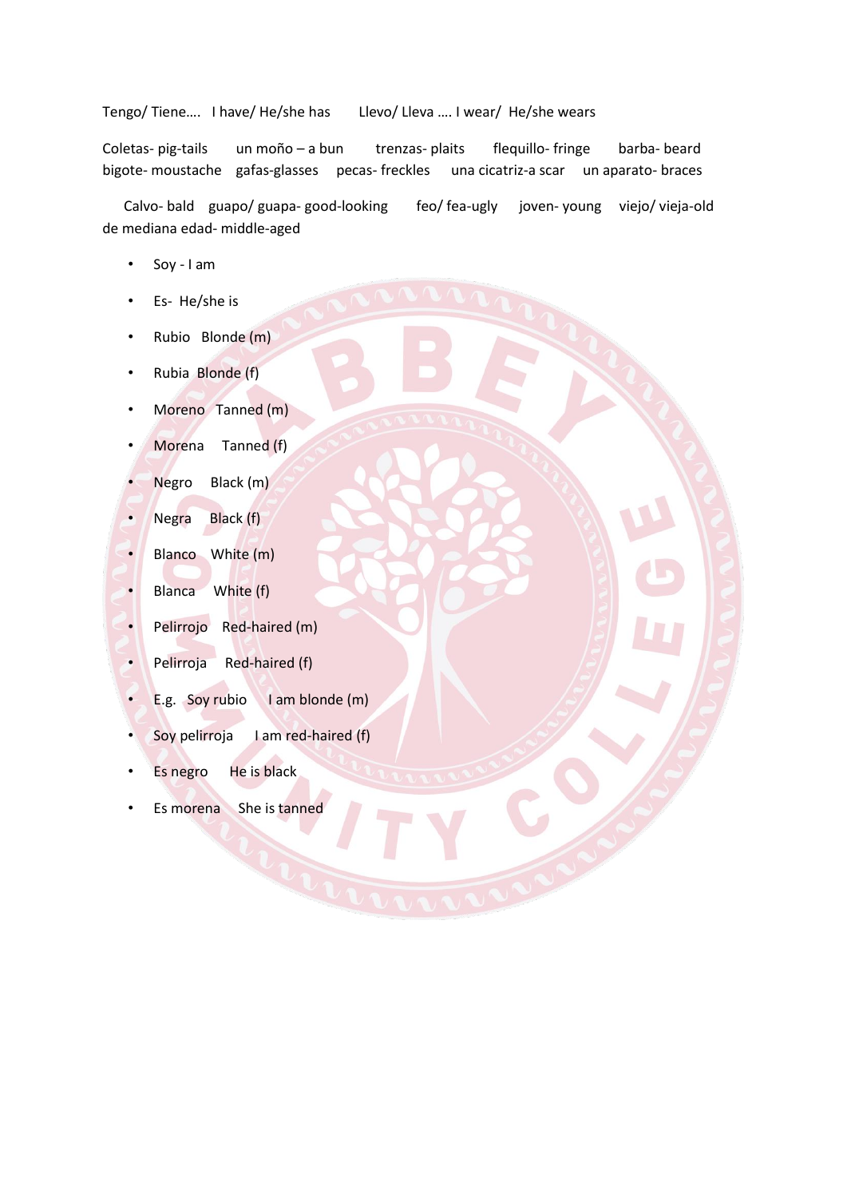Tengo/ Tiene…. I have/ He/she has Llevo/ Lleva …. I wear/ He/she wears

Coletas- pig-tails un moño – a bun trenzas- plaits flequillo- fringe barba- beard bigote- moustache gafas-glasses pecas- freckles una cicatriz-a scar un aparato- braces

Calvo- bald guapo/ guapa- good-looking feo/ fea-ugly joven- young viejo/ vieja-old de mediana edad- middle-aged

- Soy - I am
- Es- He/she is
- Rubio Blonde (m)
- Rubia Blonde (f)
- Moreno Tanned (m)
- Morena Tanned (f)
- Negro Black (m)
- Negra Black (f)
- Blanco White (m)
- Blanca White (f)
- Pelirrojo Red-haired (m)
- Pelirroja Red-haired (f)
- E.g. Soy rubio I am blonde (m)
- Soy pelirroja I am red-haired (f)
- Es negro He is black
- Es morena She is tanned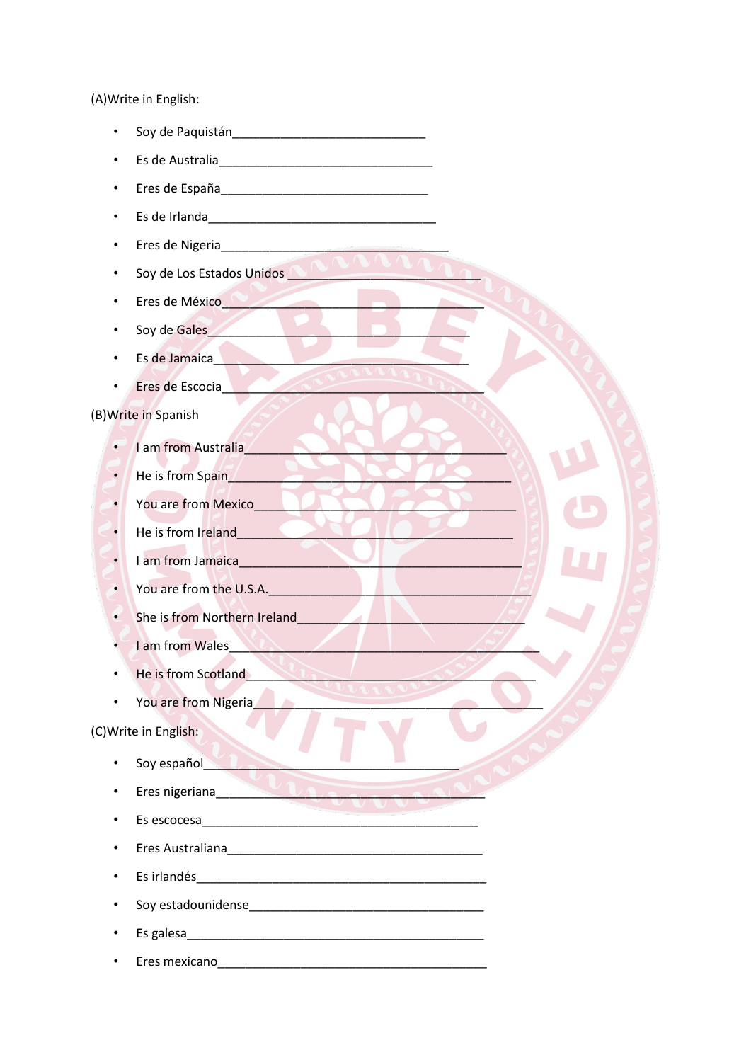(A)Write in English:

- Soy de Paquistán_____________________________
- Es de Australia________________________________
- Eres de España_______________________________
- Es de Irlanda__________________________________
- Eres de Nigeria________________________________
- Soy de Los Estados Unidos _____________________________
- Eres de México________________________________________
- Soy de Gales_________________________________________
- Es de Jamaica________________________________________
- Eres de Escocia_______________________________________

(B)Write in Spanish

- I am from Australia______________________________________
- He is from Spain_________________________________________
- You are from Mexico_____________________________________
- He is from Ireland_______________________________________
- I am from Jamaica_______________________________________
- You are from the U.S.A.__________________________________
- She is from Northern Ireland______________________________
- I am from Wales_________________________________________
- He is from Scotland______________________________________
- You are from Nigeria_____________________________________

(C)Write in English:

- Soy español_____________________________________
- Eres nigeriana_____________________________________
- Es escocesa________________________________________
- Eres Australiana_____________________________________
- Es irlandés_________________________________________
- Soy estadounidense__________________________________
- Es galesa__________________________________________
- Eres mexicano______________________________________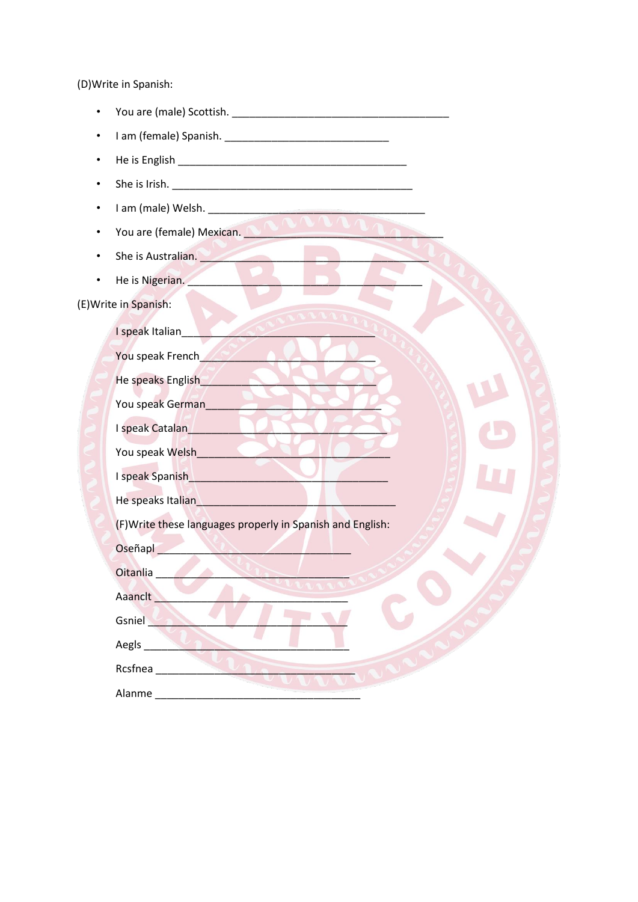(D)Write in Spanish:

- You are (male) Scottish. ______________________________________
- I am (female) Spanish. _____________________________
- He is English ________________________________________
- She is Irish. __________________________________________
- I am (male) Welsh. ______________________________________
- You are (female) Mexican. ___________________________________
- She is Australian. _______________________________________
- He is Nigerian. _________________________________________

(E)Write in Spanish:

I speak Italian_______________________________

You speak French_____________________________

He speaks English_____________________________

You speak German_____________________________

I speak Catalan_______________________________

You speak Welsh_______________________________

I speak Spanish_______________________________

He speaks Italian______________________________

(F)Write these languages properly in Spanish and English:

Oseñapl ________________________________

Oitanlia _________________________________

Aaanclt _________________________________

Gsniel ___________________________________

Aegls ____________________________________

Rcsfnea __________________________________

Alanme ___________________________________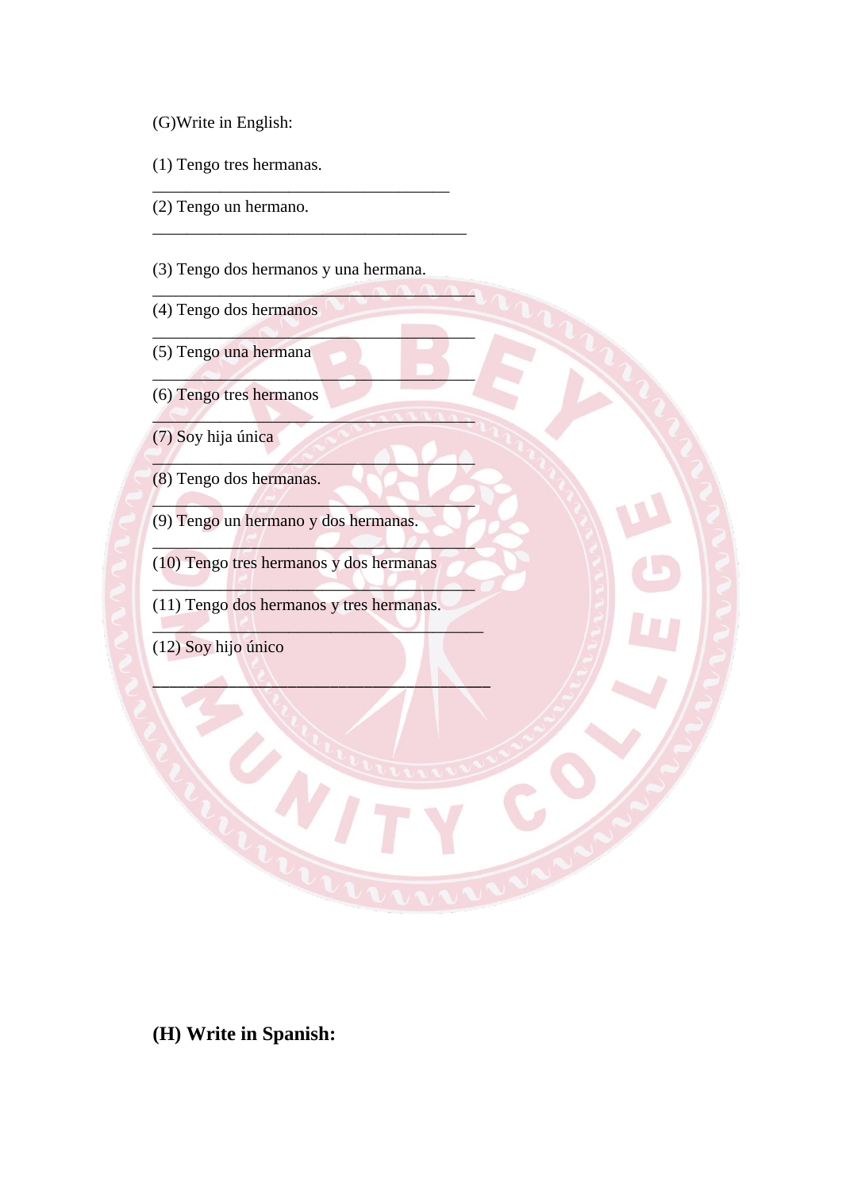(G)Write in English:

(1) Tengo tres hermanas.

_______________________________________

(2) Tengo un hermano.

_________________________________________

(3) Tengo dos hermanos y una hermana.

__________________________________________

(4) Tengo dos hermanos

__________________________________________

(5) Tengo una hermana

__________________________________________

(6) Tengo tres hermanos

__________________________________________

(7) Soy hija única

__________________________________________

(8) Tengo dos hermanas.

__________________________________________

(9) Tengo un hermano y dos hermanas.

__________________________________________

(10) Tengo tres hermanos y dos hermanas

__________________________________________

(11) Tengo dos hermanos y tres hermanas.

___________________________________________

(12) Soy hijo único

____________________________________________

**(H) Write in Spanish:**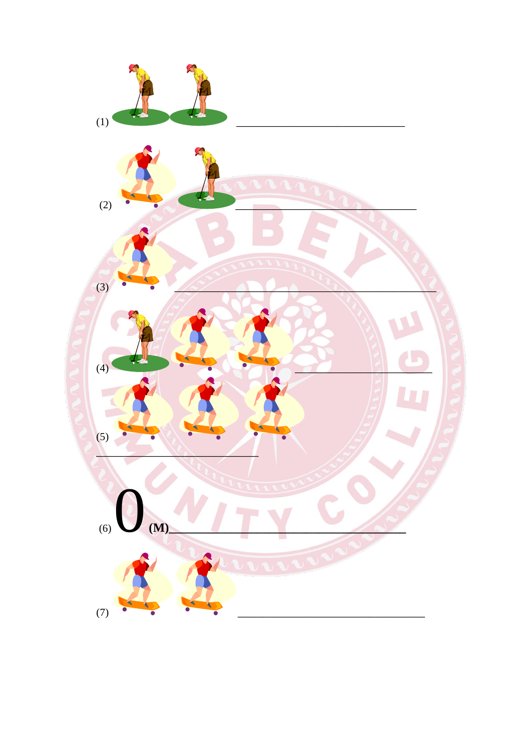(1) ______________________________

(2) ______________________________

(3) ______________________________

(4) ______________________________

(5)

______________________________

(6) 0 **(M)**______________________________

(7) ______________________________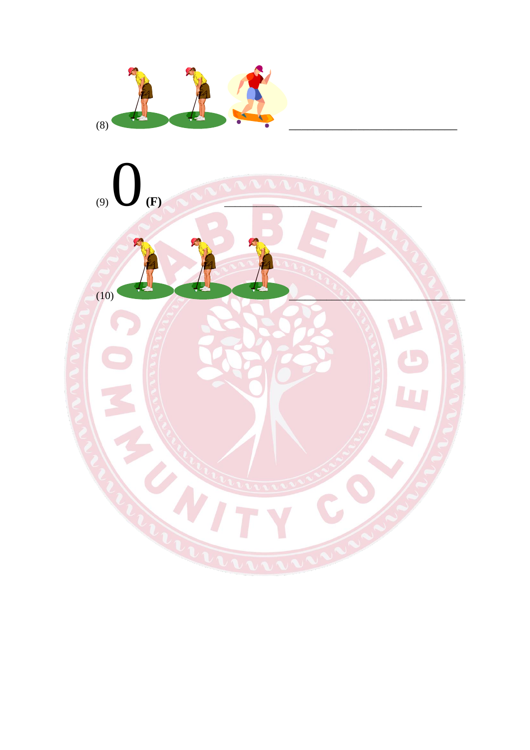(8) \_\_\_\_\_\_\_\_\_\_\_\_\_\_\_\_\_\_\_\_\_\_\_\_\_\_\_\_\_\_

(9) 0 **(F)** \_\_\_\_\_\_\_\_\_\_\_\_\_\_\_\_\_\_\_\_\_\_\_\_\_\_\_\_\_\_\_\_\_\_\_\_

(10) \_\_\_\_\_\_\_\_\_\_\_\_\_\_\_\_\_\_\_\_\_\_\_\_\_\_\_\_\_\_\_\_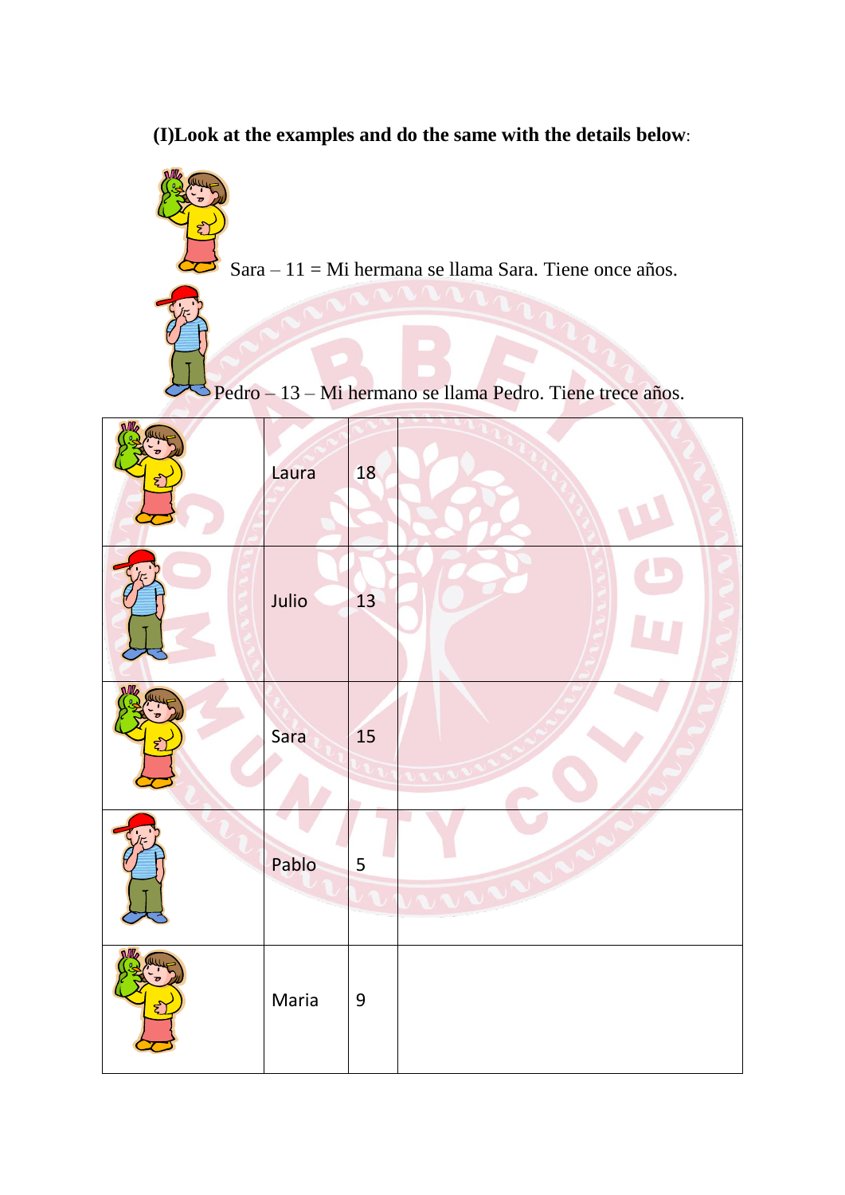**(I)Look at the examples and do the same with the details below**:

Sara – 11 = Mi hermana se llama Sara. Tiene once años.

Pedro – 13 – Mi hermano se llama Pedro. Tiene trece años.

| | | | |
|---|---|---|---|
| | Laura | 18 | |
| | Julio | 13 | |
| | Sara | 15 | |
| | Pablo | 5 | |
| | Maria | 9 | |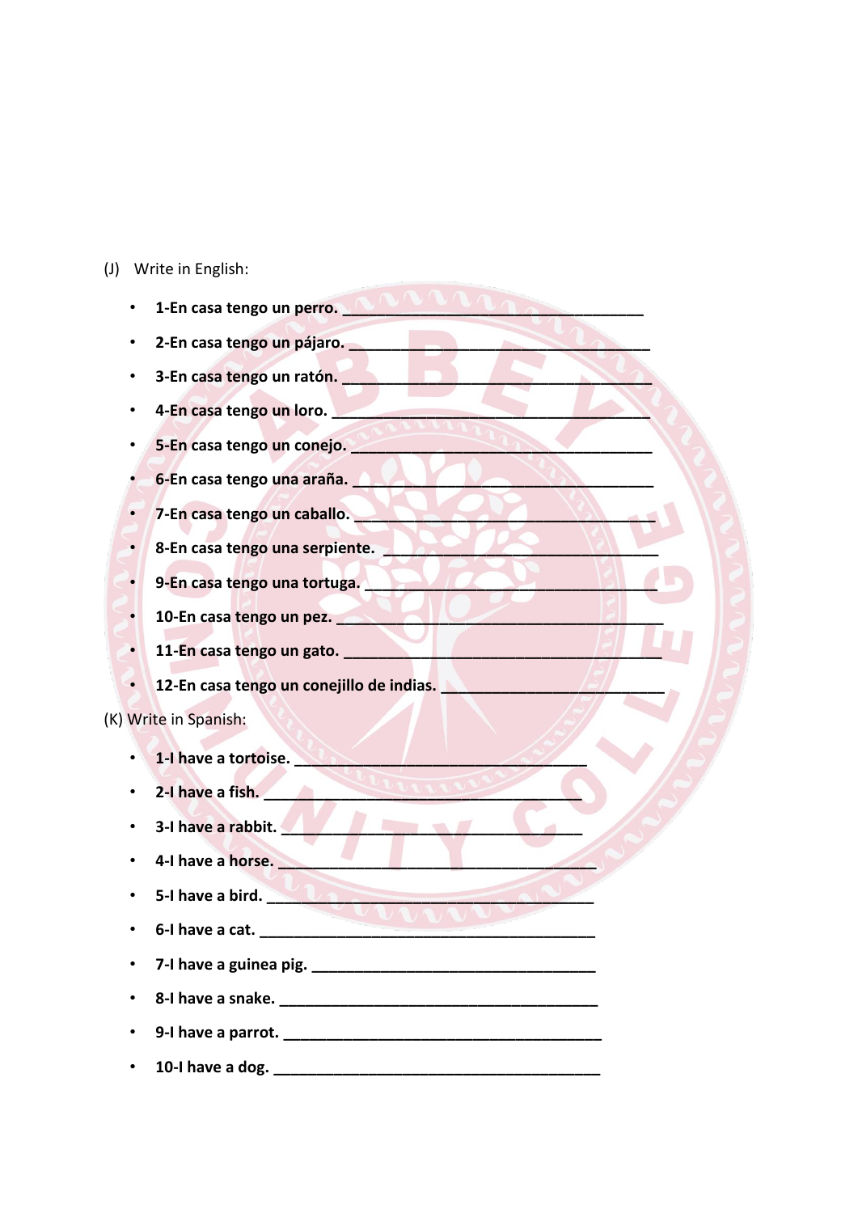(J) Write in English:

- **1-En casa tengo un perro.** ___________________________________
- **2-En casa tengo un pájaro.** ___________________________________
- **3-En casa tengo un ratón.** ___________________________________
- **4-En casa tengo un loro.** ___________________________________
- **5-En casa tengo un conejo.** ___________________________________
- **6-En casa tengo una araña.** ___________________________________
- **7-En casa tengo un caballo.** ___________________________________
- **8-En casa tengo una serpiente.** ________________________________
- **9-En casa tengo una tortuga.** _________________________________
- **10-En casa tengo un pez.** ____________________________________
- **11-En casa tengo un gato.** ___________________________________
- **12-En casa tengo un conejillo de indias.** ________________________

(K) Write in Spanish:

- **1-I have a tortoise.** _________________________________
- **2-I have a fish.** ____________________________________
- **3-I have a rabbit.** __________________________________
- **4-I have a horse.** ___________________________________
- **5-I have a bird.** ____________________________________
- **6-I have a cat.** _____________________________________
- **7-I have a guinea pig.** _______________________________
- **8-I have a snake.** ___________________________________
- **9-I have a parrot.** __________________________________
- **10-I have a dog.** ____________________________________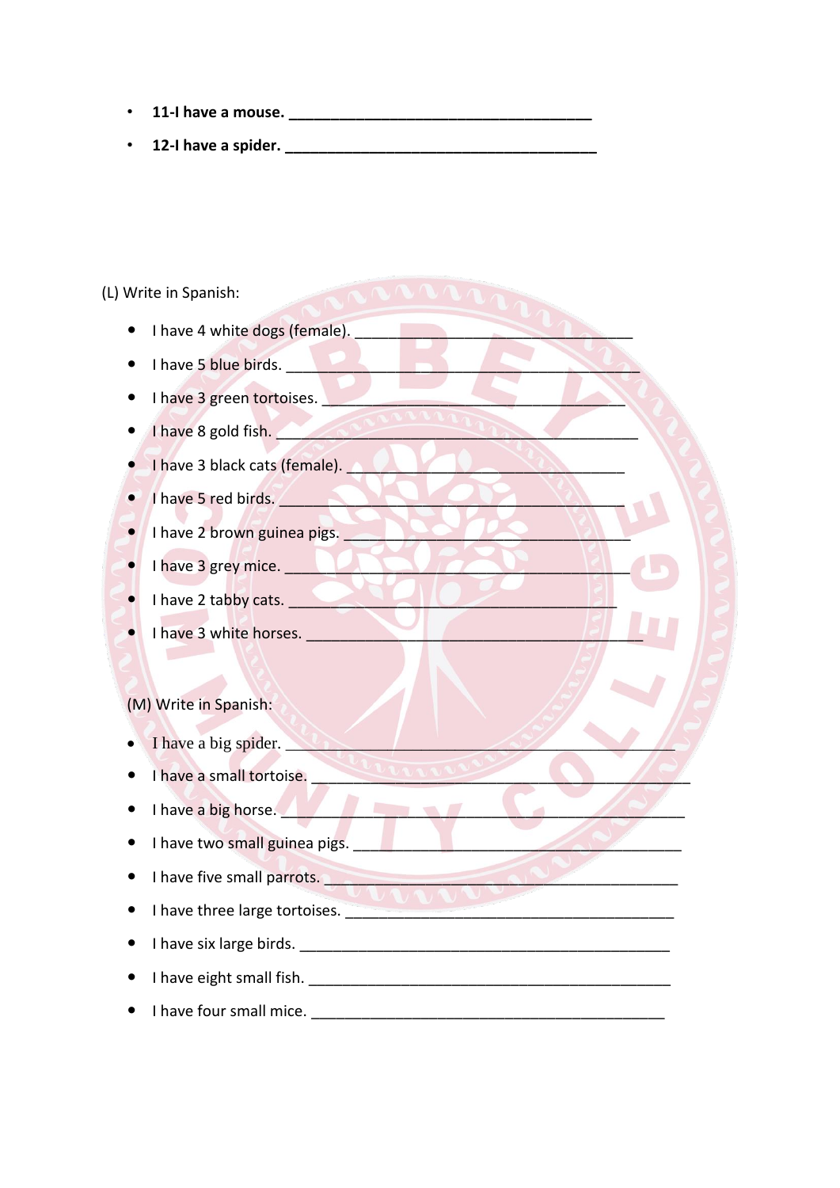- **11-I have a mouse. ___________________________________**
- **12-I have a spider. ___________________________________**

(L) Write in Spanish:

- I have 4 white dogs (female). ______________________________
- I have 5 blue birds. ___________________________________________
- I have 3 green tortoises. ____________________________________
- I have 8 gold fish. ____________________________________________
- I have 3 black cats (female). ______________________________
- I have 5 red birds. ____________________________________________
- I have 2 brown guinea pigs. _________________________________
- I have 3 grey mice. ___________________________________________
- I have 2 tabby cats. ___________________________________________
- I have 3 white horses. ________________________________________

(M) Write in Spanish:

- I have a big spider. ____________________________________________
- I have a small tortoise. _________________________________________
- I have a big horse. _____________________________________________
- I have two small guinea pigs. ____________________________________
- I have five small parrots. _______________________________________
- I have three large tortoises. _____________________________________
- I have six large birds. __________________________________________
- I have eight small fish. _________________________________________
- I have four small mice. __________________________________________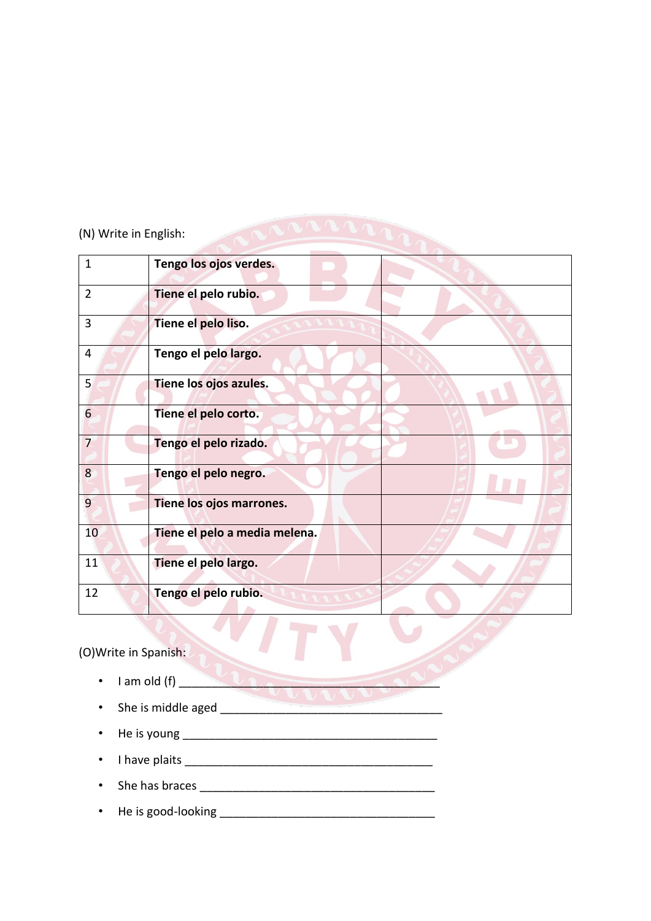(N) Write in English:

| | | |
|---|---|---|
| 1 | **Tengo los ojos verdes.** | |
| 2 | **Tiene el pelo rubio.** | |
| 3 | **Tiene el pelo liso.** | |
| 4 | **Tengo el pelo largo.** | |
| 5 | **Tiene los ojos azules.** | |
| 6 | **Tiene el pelo corto.** | |
| 7 | **Tengo el pelo rizado.** | |
| 8 | **Tengo el pelo negro.** | |
| 9 | **Tiene los ojos marrones.** | |
| 10 | **Tiene el pelo a media melena.** | |
| 11 | **Tiene el pelo largo.** | |
| 12 | **Tengo el pelo rubio.** | |

(O)Write in Spanish:

- I am old (f) ______________________________________
- She is middle aged ___________________________________
- He is young _______________________________________
- I have plaits ______________________________________
- She has braces ____________________________________
- He is good-looking __________________________________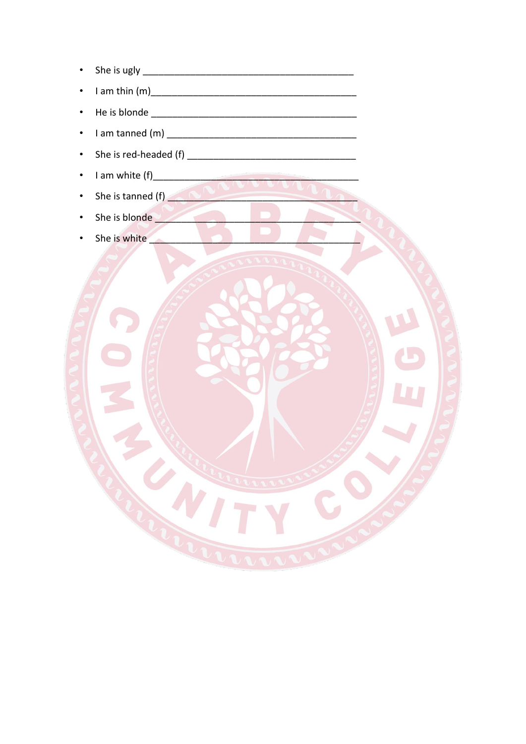- She is ugly ________________________________________
- I am thin (m)________________________________________
- He is blonde ________________________________________
- I am tanned (m) ____________________________________
- She is red-headed (f) ________________________________
- I am white (f)_______________________________________
- She is tanned (f) ____________________________________
- She is blonde _______________________________________
- She is white ________________________________________